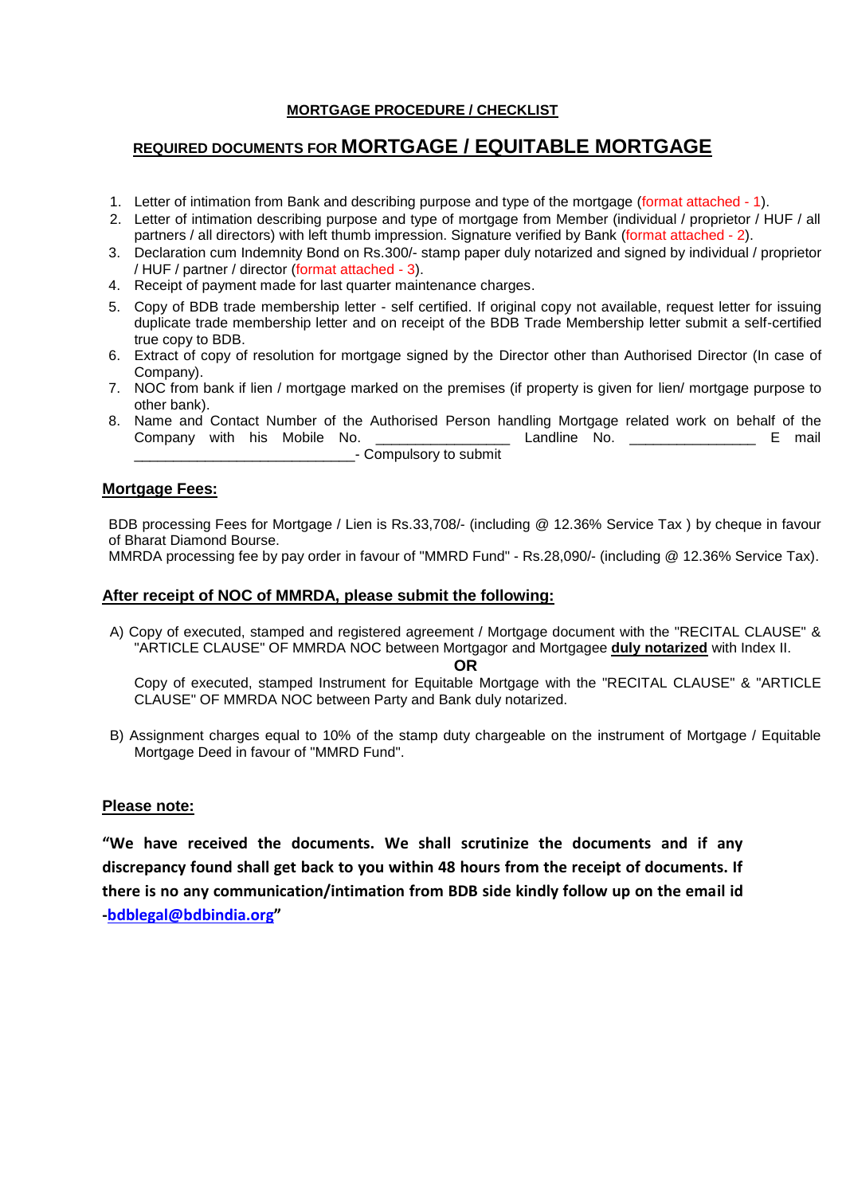## MORTGAGE PROCEDURE / CHECKLIST

## REQUIRED DOCUMENTS FOR MORTGAGE / EQUITABLE MORTGAGE

1. Letter of intimation from Bank and describing purpose and type of the mortgage (format attached - 1).
2. Letter of intimation describing purpose and type of mortgage from Member (individual / proprietor / HUF / all partners / all directors) with left thumb impression. Signature verified by Bank (format attached - 2).
3. Declaration cum Indemnity Bond on Rs.300/- stamp paper duly notarized and signed by individual / proprietor / HUF / partner / director (format attached - 3).
4. Receipt of payment made for last quarter maintenance charges.
5. Copy of BDB trade membership letter - self certified. If original copy not available, request letter for issuing duplicate trade membership letter and on receipt of the BDB Trade Membership letter submit a self-certified true copy to BDB.
6. Extract of copy of resolution for mortgage signed by the Director other than Authorised Director (In case of Company).
7. NOC from bank if lien / mortgage marked on the premises (if property is given for lien/ mortgage purpose to other bank).
8. Name and Contact Number of the Authorised Person handling Mortgage related work on behalf of the Company with his Mobile No. ________________ Landline No. _______________ E mail ___________________________- Compulsory to submit

### Mortgage Fees:

BDB processing Fees for Mortgage / Lien is Rs.33,708/- (including @ 12.36% Service Tax ) by cheque in favour of Bharat Diamond Bourse.
MMRDA processing fee by pay order in favour of "MMRD Fund" - Rs.28,090/- (including @ 12.36% Service Tax).

### After receipt of NOC of MMRDA, please submit the following:

A) Copy of executed, stamped and registered agreement / Mortgage document with the "RECITAL CLAUSE" & "ARTICLE CLAUSE" OF MMRDA NOC between Mortgagor and Mortgagee **duly notarized** with Index II.

**OR**

Copy of executed, stamped Instrument for Equitable Mortgage with the "RECITAL CLAUSE" & "ARTICLE CLAUSE" OF MMRDA NOC between Party and Bank duly notarized.

B) Assignment charges equal to 10% of the stamp duty chargeable on the instrument of Mortgage / Equitable Mortgage Deed in favour of "MMRD Fund".

### Please note:

**"We have received the documents. We shall scrutinize the documents and if any discrepancy found shall get back to you within 48 hours from the receipt of documents. If there is no any communication/intimation from BDB side kindly follow up on the email id -bdblegal@bdbindia.org"**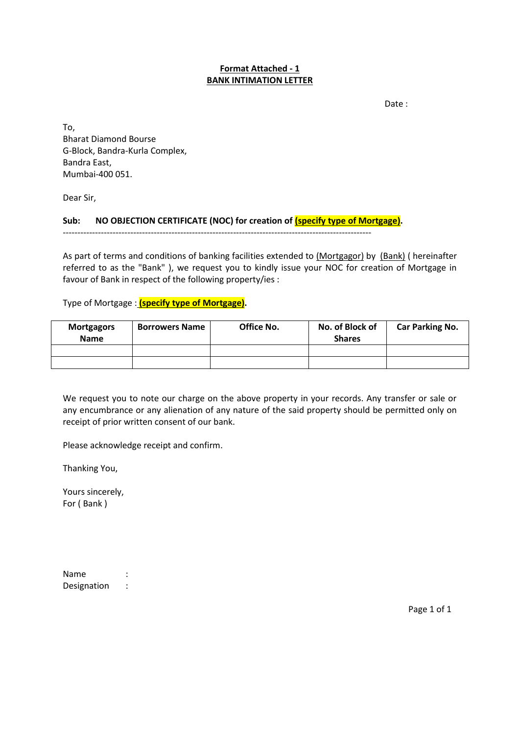**Format Attached - 1**

**BANK INTIMATION LETTER**

Date :

To,
Bharat Diamond Bourse
G-Block, Bandra-Kurla Complex,
Bandra East,
Mumbai-400 051.

Dear Sir,

**Sub: NO OBJECTION CERTIFICATE (NOC) for creation of (specify type of Mortgage).**

---

As part of terms and conditions of banking facilities extended to (Mortgagor) by (Bank) ( hereinafter referred to as the "Bank" ), we request you to kindly issue your NOC for creation of Mortgage in favour of Bank in respect of the following property/ies :

Type of Mortgage : **(specify type of Mortgage).**

| Mortgagors Name | Borrowers Name | Office No. | No. of Block of Shares | Car Parking No. |
|---|---|---|---|---|
| | | | | |
| | | | | |

We request you to note our charge on the above property in your records. Any transfer or sale or any encumbrance or any alienation of any nature of the said property should be permitted only on receipt of prior written consent of our bank.

Please acknowledge receipt and confirm.

Thanking You,

Yours sincerely,
For ( Bank )

Name :
Designation :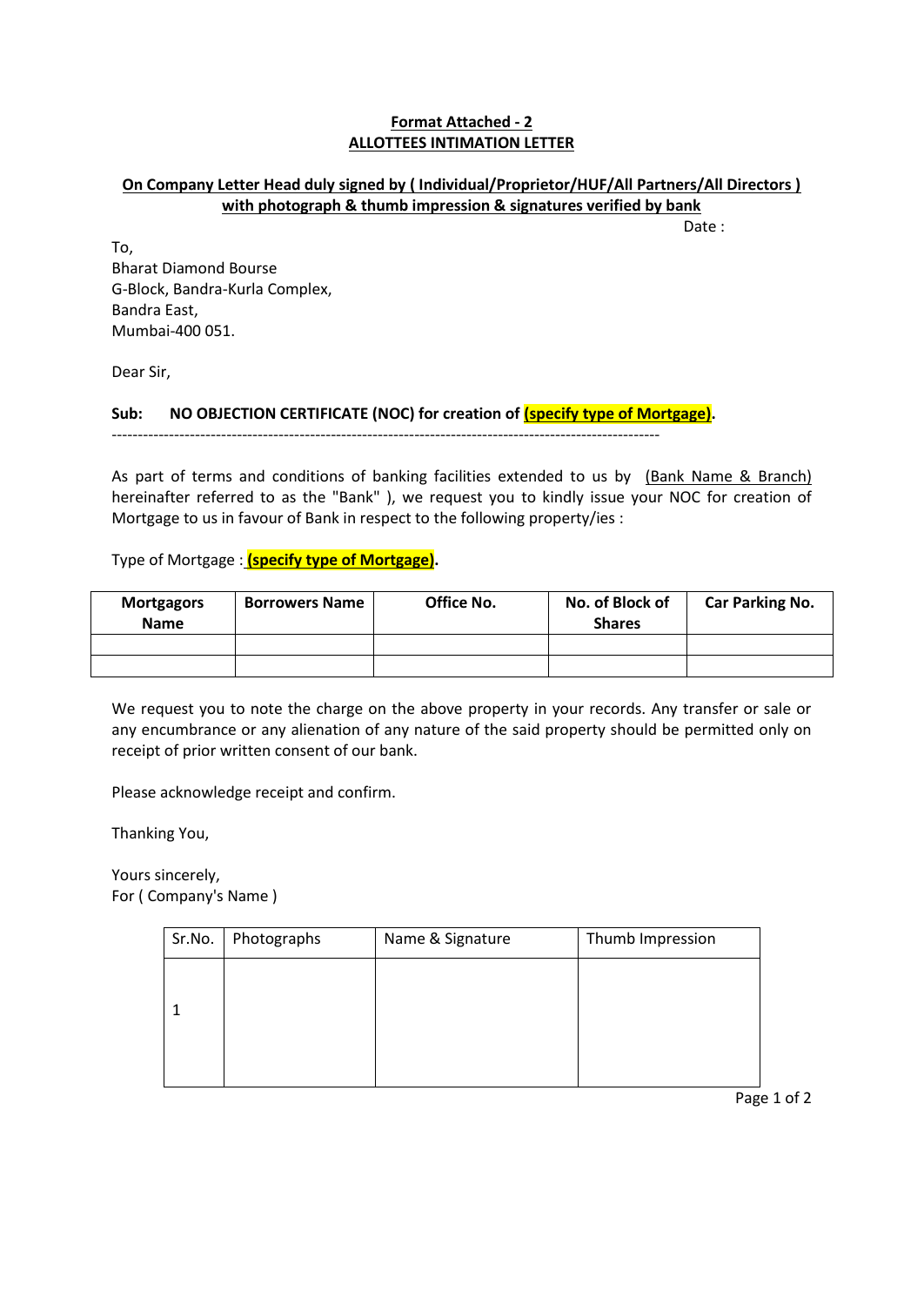**Format Attached - 2**
**ALLOTTEES INTIMATION LETTER**

**On Company Letter Head duly signed by ( Individual/Proprietor/HUF/All Partners/All Directors ) with photograph & thumb impression & signatures verified by bank**

Date :

To,
Bharat Diamond Bourse
G-Block, Bandra-Kurla Complex,
Bandra East,
Mumbai-400 051.

Dear Sir,

**Sub: NO OBJECTION CERTIFICATE (NOC) for creation of (specify type of Mortgage).**

---

As part of terms and conditions of banking facilities extended to us by (Bank Name & Branch) hereinafter referred to as the "Bank" ), we request you to kindly issue your NOC for creation of Mortgage to us in favour of Bank in respect to the following property/ies :

Type of Mortgage : **(specify type of Mortgage).**

| Mortgagors Name | Borrowers Name | Office No. | No. of Block of Shares | Car Parking No. |
|---|---|---|---|---|
| | | | | |
| | | | | |

We request you to note the charge on the above property in your records. Any transfer or sale or any encumbrance or any alienation of any nature of the said property should be permitted only on receipt of prior written consent of our bank.

Please acknowledge receipt and confirm.

Thanking You,

Yours sincerely,
For ( Company's Name )

| Sr.No. | Photographs | Name & Signature | Thumb Impression |
|---|---|---|---|
| 1 | | | |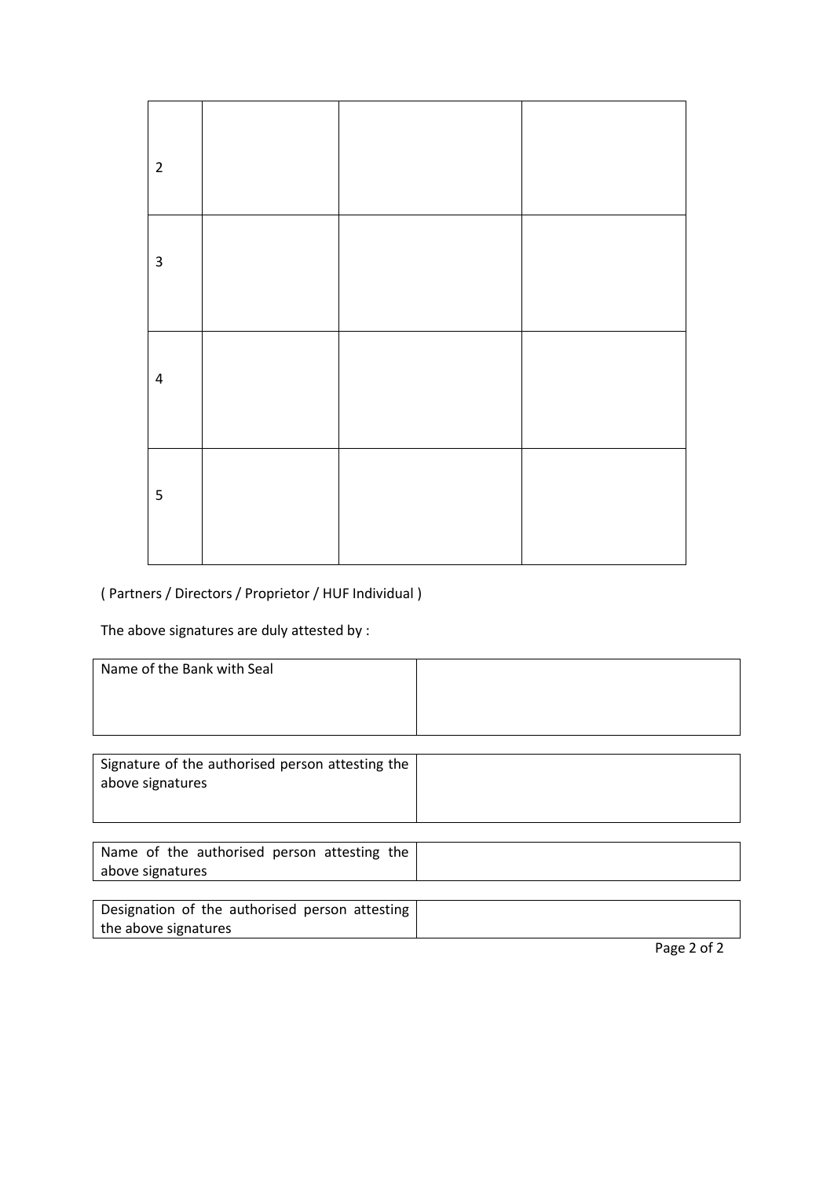| | | | |
|---|---|---|---|
| 2 | | | |
| 3 | | | |
| 4 | | | |
| 5 | | | |

( Partners / Directors / Proprietor / HUF Individual )

The above signatures are duly attested by :

| | |
|---|---|
| Name of the Bank with Seal | |

| | |
|---|---|
| Signature of the authorised person attesting the above signatures | |

| | |
|---|---|
| Name of the authorised person attesting the above signatures | |

| | |
|---|---|
| Designation of the authorised person attesting the above signatures | |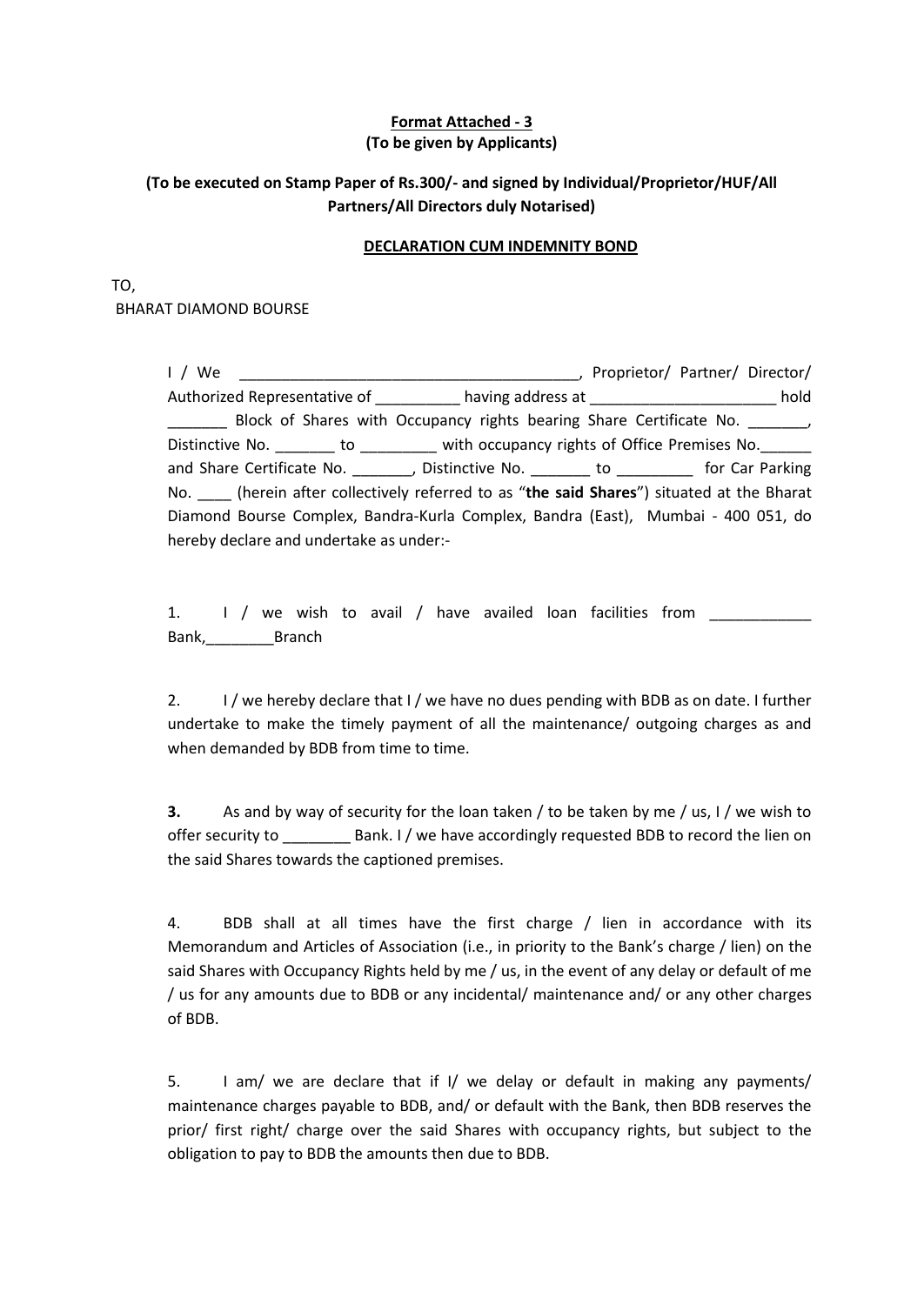**<u>Format Attached - 3</u>**
**(To be given by Applicants)**

**(To be executed on Stamp Paper of Rs.300/- and signed by Individual/Proprietor/HUF/All Partners/All Directors duly Notarised)**

**<u>DECLARATION CUM INDEMNITY BOND</u>**

TO,
BHARAT DIAMOND BOURSE

I / We ________________________________________, Proprietor/ Partner/ Director/ Authorized Representative of __________ having address at ______________________ hold _______ Block of Shares with Occupancy rights bearing Share Certificate No. _______, Distinctive No. _______ to _________ with occupancy rights of Office Premises No.______ and Share Certificate No. _______, Distinctive No. _______ to _________ for Car Parking No. ____ (herein after collectively referred to as "**the said Shares**") situated at the Bharat Diamond Bourse Complex, Bandra-Kurla Complex, Bandra (East), Mumbai - 400 051, do hereby declare and undertake as under:-

1. I / we wish to avail / have availed loan facilities from ____________ Bank,________Branch

2. I / we hereby declare that I / we have no dues pending with BDB as on date. I further undertake to make the timely payment of all the maintenance/ outgoing charges as and when demanded by BDB from time to time.

**3.** As and by way of security for the loan taken / to be taken by me / us, I / we wish to offer security to ________ Bank. I / we have accordingly requested BDB to record the lien on the said Shares towards the captioned premises.

4. BDB shall at all times have the first charge / lien in accordance with its Memorandum and Articles of Association (i.e., in priority to the Bank's charge / lien) on the said Shares with Occupancy Rights held by me / us, in the event of any delay or default of me / us for any amounts due to BDB or any incidental/ maintenance and/ or any other charges of BDB.

5. I am/ we are declare that if I/ we delay or default in making any payments/ maintenance charges payable to BDB, and/ or default with the Bank, then BDB reserves the prior/ first right/ charge over the said Shares with occupancy rights, but subject to the obligation to pay to BDB the amounts then due to BDB.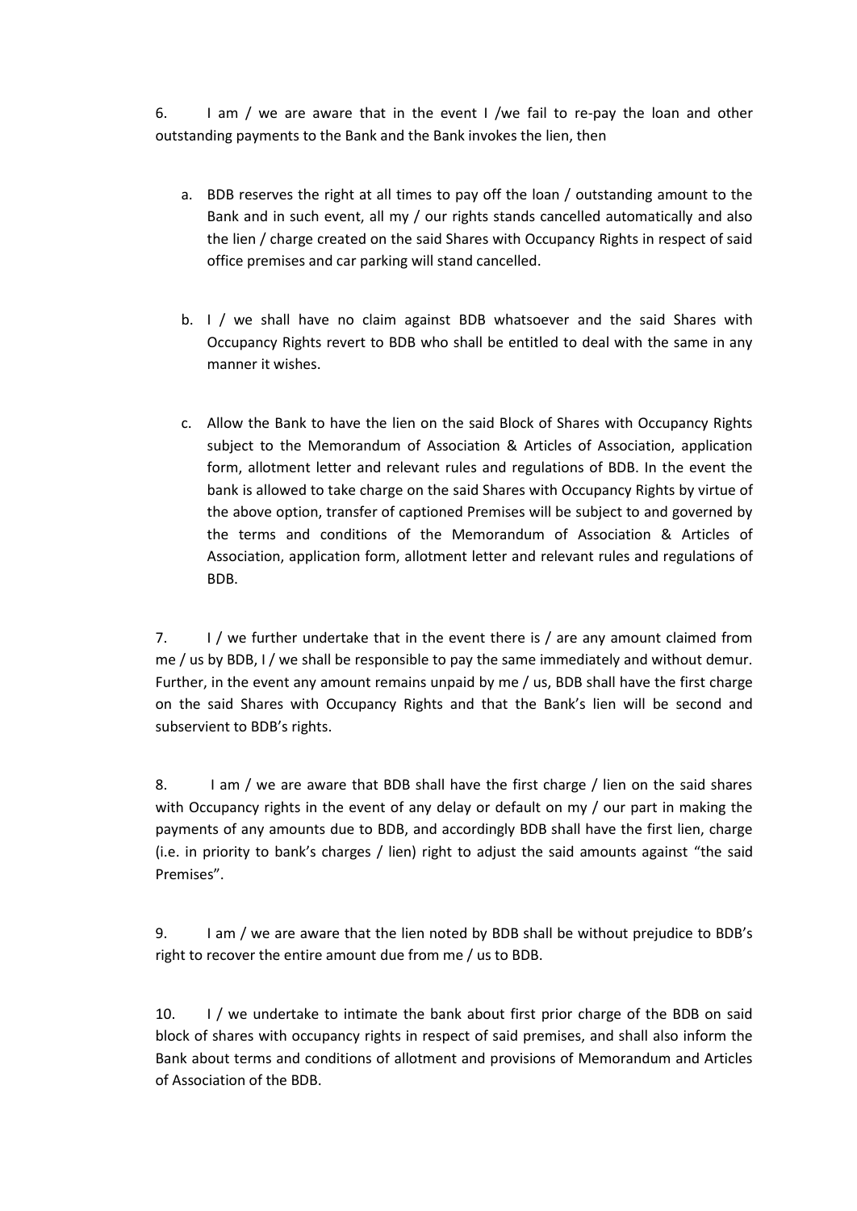6. I am / we are aware that in the event I /we fail to re-pay the loan and other outstanding payments to the Bank and the Bank invokes the lien, then

a. BDB reserves the right at all times to pay off the loan / outstanding amount to the Bank and in such event, all my / our rights stands cancelled automatically and also the lien / charge created on the said Shares with Occupancy Rights in respect of said office premises and car parking will stand cancelled.

b. I / we shall have no claim against BDB whatsoever and the said Shares with Occupancy Rights revert to BDB who shall be entitled to deal with the same in any manner it wishes.

c. Allow the Bank to have the lien on the said Block of Shares with Occupancy Rights subject to the Memorandum of Association & Articles of Association, application form, allotment letter and relevant rules and regulations of BDB. In the event the bank is allowed to take charge on the said Shares with Occupancy Rights by virtue of the above option, transfer of captioned Premises will be subject to and governed by the terms and conditions of the Memorandum of Association & Articles of Association, application form, allotment letter and relevant rules and regulations of BDB.

7. I / we further undertake that in the event there is / are any amount claimed from me / us by BDB, I / we shall be responsible to pay the same immediately and without demur. Further, in the event any amount remains unpaid by me / us, BDB shall have the first charge on the said Shares with Occupancy Rights and that the Bank's lien will be second and subservient to BDB's rights.

8. I am / we are aware that BDB shall have the first charge / lien on the said shares with Occupancy rights in the event of any delay or default on my / our part in making the payments of any amounts due to BDB, and accordingly BDB shall have the first lien, charge (i.e. in priority to bank's charges / lien) right to adjust the said amounts against "the said Premises".

9. I am / we are aware that the lien noted by BDB shall be without prejudice to BDB's right to recover the entire amount due from me / us to BDB.

10. I / we undertake to intimate the bank about first prior charge of the BDB on said block of shares with occupancy rights in respect of said premises, and shall also inform the Bank about terms and conditions of allotment and provisions of Memorandum and Articles of Association of the BDB.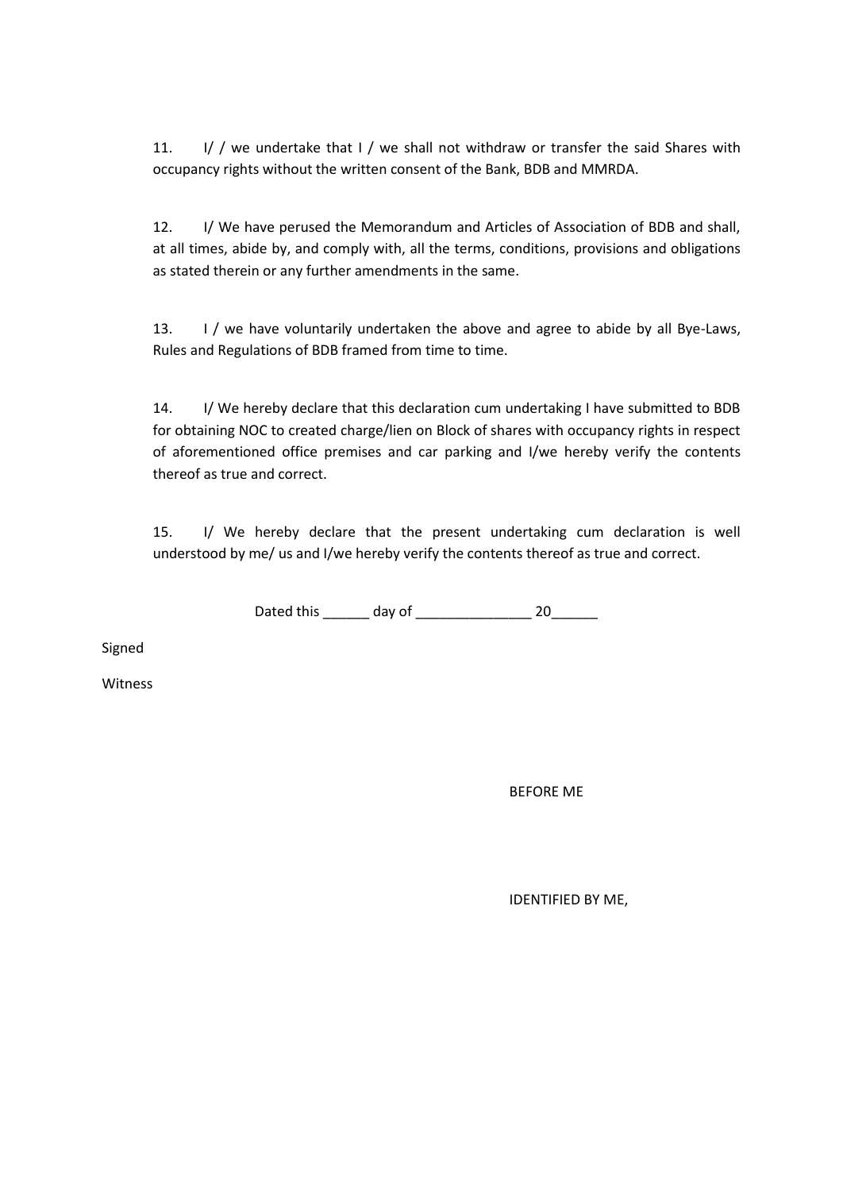11. I/ / we undertake that I / we shall not withdraw or transfer the said Shares with occupancy rights without the written consent of the Bank, BDB and MMRDA.

12. I/ We have perused the Memorandum and Articles of Association of BDB and shall, at all times, abide by, and comply with, all the terms, conditions, provisions and obligations as stated therein or any further amendments in the same.

13. I / we have voluntarily undertaken the above and agree to abide by all Bye-Laws, Rules and Regulations of BDB framed from time to time.

14. I/ We hereby declare that this declaration cum undertaking I have submitted to BDB for obtaining NOC to created charge/lien on Block of shares with occupancy rights in respect of aforementioned office premises and car parking and I/we hereby verify the contents thereof as true and correct.

15. I/ We hereby declare that the present undertaking cum declaration is well understood by me/ us and I/we hereby verify the contents thereof as true and correct.

Dated this ______ day of _______________ 20______

Signed

Witness

BEFORE ME

IDENTIFIED BY ME,